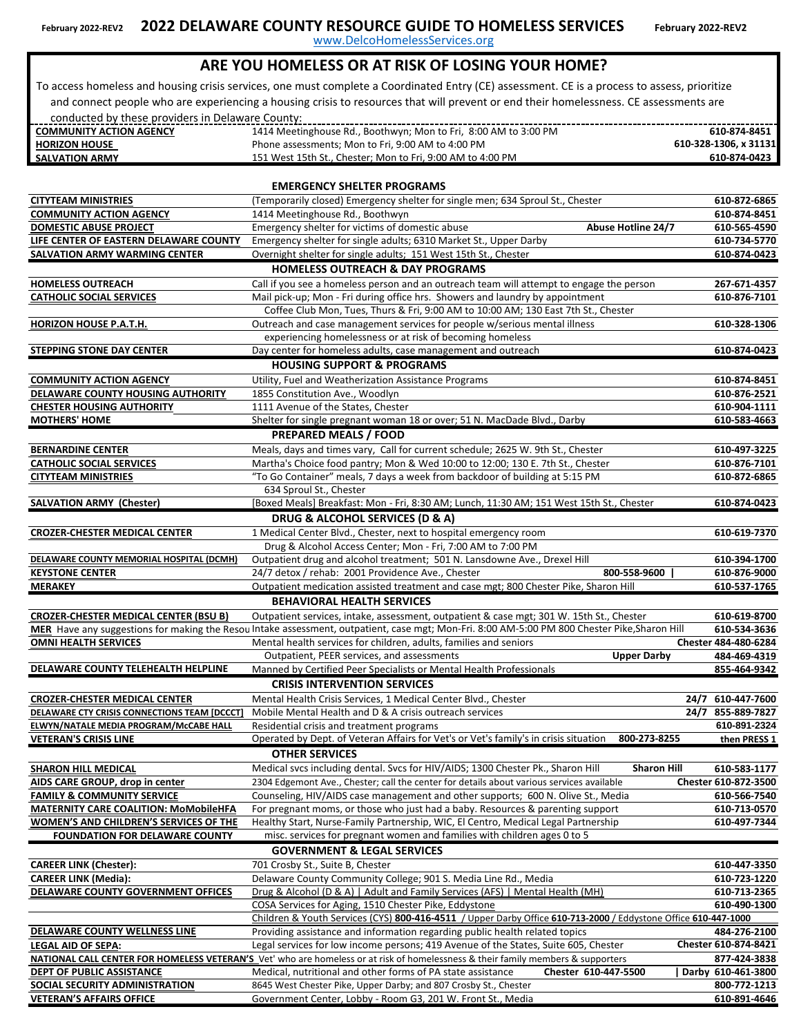# 2022 DELAWARE COUNTY RESOURCE GUIDE TO HOMELESS SERVICES

February 2022-REV2

www.DelcoHomelessServices.org

## ARE YOU HOMELESS OR AT RISK OF LOSING YOUR HOME?

To access homeless and housing crisis services, one must complete a Coordinated Entry (CE) assessment. CE is a process to assess, prioritize and connect people who are experiencing a housing crisis to resources that will prevent or end their homelessness. CE assessments are conducted by these providers in Delaware County:

| | | |
|---|---|---|
| **COMMUNITY ACTION AGENCY** | 1414 Meetinghouse Rd., Boothwyn; Mon to Fri, 8:00 AM to 3:00 PM | **610-874-8451** |
| **HORIZON HOUSE** | Phone assessments; Mon to Fri, 9:00 AM to 4:00 PM | **610-328-1306, x 31131** |
| **SALVATION ARMY** | 151 West 15th St., Chester; Mon to Fri, 9:00 AM to 4:00 PM | **610-874-0423** |

### EMERGENCY SHELTER PROGRAMS

| | | |
|---|---|---|
| **CITYTEAM MINISTRIES** | (Temporarily closed) Emergency shelter for single men; 634 Sproul St., Chester | **610-872-6865** |
| **COMMUNITY ACTION AGENCY** | 1414 Meetinghouse Rd., Boothwyn | **610-874-8451** |
| **DOMESTIC ABUSE PROJECT** | Emergency shelter for victims of domestic abuse **Abuse Hotline 24/7** | **610-565-4590** |
| **LIFE CENTER OF EASTERN DELAWARE COUNTY** | Emergency shelter for single adults; 6310 Market St., Upper Darby | **610-734-5770** |
| **SALVATION ARMY WARMING CENTER** | Overnight shelter for single adults; 151 West 15th St., Chester | **610-874-0423** |

### HOMELESS OUTREACH & DAY PROGRAMS

| | | |
|---|---|---|
| **HOMELESS OUTREACH** | Call if you see a homeless person and an outreach team will attempt to engage the person | **267-671-4357** |
| **CATHOLIC SOCIAL SERVICES** | Mail pick-up; Mon - Fri during office hrs. Showers and laundry by appointment | **610-876-7101** |
| | Coffee Club Mon, Tues, Thurs & Fri, 9:00 AM to 10:00 AM; 130 East 7th St., Chester | |
| **HORIZON HOUSE P.A.T.H.** | Outreach and case management services for people w/serious mental illness experiencing homelessness or at risk of becoming homeless | **610-328-1306** |
| **STEPPING STONE DAY CENTER** | Day center for homeless adults, case management and outreach | **610-874-0423** |

### HOUSING SUPPORT & PROGRAMS

| | | |
|---|---|---|
| **COMMUNITY ACTION AGENCY** | Utility, Fuel and Weatherization Assistance Programs | **610-874-8451** |
| **DELAWARE COUNTY HOUSING AUTHORITY** | 1855 Constitution Ave., Woodlyn | **610-876-2521** |
| **CHESTER HOUSING AUTHORITY** | 1111 Avenue of the States, Chester | **610-904-1111** |
| **MOTHERS' HOME** | Shelter for single pregnant woman 18 or over; 51 N. MacDade Blvd., Darby | **610-583-4663** |

### PREPARED MEALS / FOOD

| | | |
|---|---|---|
| **BERNARDINE CENTER** | Meals, days and times vary, Call for current schedule; 2625 W. 9th St., Chester | **610-497-3225** |
| **CATHOLIC SOCIAL SERVICES** | Martha's Choice food pantry; Mon & Wed 10:00 to 12:00; 130 E. 7th St., Chester | **610-876-7101** |
| **CITYTEAM MINISTRIES** | "To Go Container" meals, 7 days a week from backdoor of building at 5:15 PM 634 Sproul St., Chester | **610-872-6865** |
| **SALVATION ARMY (Chester)** | [Boxed Meals] Breakfast: Mon - Fri, 8:30 AM; Lunch, 11:30 AM; 151 West 15th St., Chester | **610-874-0423** |

### DRUG & ALCOHOL SERVICES (D & A)

| | | |
|---|---|---|
| **CROZER-CHESTER MEDICAL CENTER** | 1 Medical Center Blvd., Chester, next to hospital emergency room | **610-619-7370** |
| | Drug & Alcohol Access Center; Mon - Fri, 7:00 AM to 7:00 PM | |
| **DELAWARE COUNTY MEMORIAL HOSPITAL (DCMH)** | Outpatient drug and alcohol treatment; 501 N. Lansdowne Ave., Drexel Hill | **610-394-1700** |
| **KEYSTONE CENTER** | 24/7 detox / rehab: 2001 Providence Ave., Chester **800-558-9600** | **610-876-9000** |
| **MERAKEY** | Outpatient medication assisted treatment and case mgt; 800 Chester Pike, Sharon Hill | **610-537-1765** |

### BEHAVIORAL HEALTH SERVICES

| | | |
|---|---|---|
| **CROZER-CHESTER MEDICAL CENTER (BSU B)** | Outpatient services, intake, assessment, outpatient & case mgt; 301 W. 15th St., Chester | **610-619-8700** |
| **MER** Have any suggestions for making the Resou | Intake assessment, outpatient, case mgt; Mon-Fri. 8:00 AM-5:00 PM 800 Chester Pike, Sharon Hill | **610-534-3636** |
| **OMNI HEALTH SERVICES** | Mental health services for children, adults, families and seniors | **Chester 484-480-6284** |
| | Outpatient, PEER services, and assessments | **Upper Darby 484-469-4319** |
| **DELAWARE COUNTY TELEHEALTH HELPLINE** | Manned by Certified Peer Specialists or Mental Health Professionals | **855-464-9342** |

### CRISIS INTERVENTION SERVICES

| | | |
|---|---|---|
| **CROZER-CHESTER MEDICAL CENTER** | Mental Health Crisis Services, 1 Medical Center Blvd., Chester | **24/7 610-447-7600** |
| **DELAWARE CTY CRISIS CONNECTIONS TEAM [DCCCT]** | Mobile Mental Health and D & A crisis outreach services | **24/7 855-889-7827** |
| **ELWYN/NATALE MEDIA PROGRAM/McCABE HALL** | Residential crisis and treatment programs | **610-891-2324** |
| **VETERAN'S CRISIS LINE** | Operated by Dept. of Veteran Affairs for Vet's or Vet's family's in crisis situation **800-273-8255** | **then PRESS 1** |

### OTHER SERVICES

| | | |
|---|---|---|
| **SHARON HILL MEDICAL** | Medical svcs including dental. Svcs for HIV/AIDS; 1300 Chester Pk., Sharon Hill | **Sharon Hill 610-583-1177** |
| **AIDS CARE GROUP, drop in center** | 2304 Edgemont Ave., Chester; call the center for details about various services available | **Chester 610-872-3500** |
| **FAMILY & COMMUNITY SERVICE** | Counseling, HIV/AIDS case management and other supports; 600 N. Olive St., Media | **610-566-7540** |
| **MATERNITY CARE COALITION: MoMobileHFA** | For pregnant moms, or those who just had a baby. Resources & parenting support | **610-713-0570** |
| **WOMEN'S AND CHILDREN'S SERVICES OF THE FOUNDATION FOR DELAWARE COUNTY** | Healthy Start, Nurse-Family Partnership, WIC, El Centro, Medical Legal Partnership misc. services for pregnant women and families with children ages 0 to 5 | **610-497-7344** |

### GOVERNMENT & LEGAL SERVICES

| | | |
|---|---|---|
| **CAREER LINK (Chester):** | 701 Crosby St., Suite B, Chester | **610-447-3350** |
| **CAREER LINK (Media):** | Delaware County Community College; 901 S. Media Line Rd., Media | **610-723-1220** |
| **DELAWARE COUNTY GOVERNMENT OFFICES** | Drug & Alcohol (D & A) \| Adult and Family Services (AFS) \| Mental Health (MH) | **610-713-2365** |
| | COSA Services for Aging, 1510 Chester Pike, Eddystone | **610-490-1300** |
| | Children & Youth Services (CYS) **800-416-4511** / Upper Darby Office **610-713-2000** / Eddystone Office **610-447-1000** | |
| **DELAWARE COUNTY WELLNESS LINE** | Providing assistance and information regarding public health related topics | **484-276-2100** |
| **LEGAL AID OF SEPA:** | Legal services for low income persons; 419 Avenue of the States, Suite 605, Chester | **Chester 610-874-8421** |
| **NATIONAL CALL CENTER FOR HOMELESS VETERAN'S** | Vet' who are homeless or at risk of homelessness & their family members & supporters | **877-424-3838** |
| **DEPT OF PUBLIC ASSISTANCE** | Medical, nutritional and other forms of PA state assistance **Chester 610-447-5500** | **Darby 610-461-3800** |
| **SOCIAL SECURITY ADMINISTRATION** | 8645 West Chester Pike, Upper Darby; and 807 Crosby St., Chester | **800-772-1213** |
| **VETERAN'S AFFAIRS OFFICE** | Government Center, Lobby - Room G3, 201 W. Front St., Media | **610-891-4646** |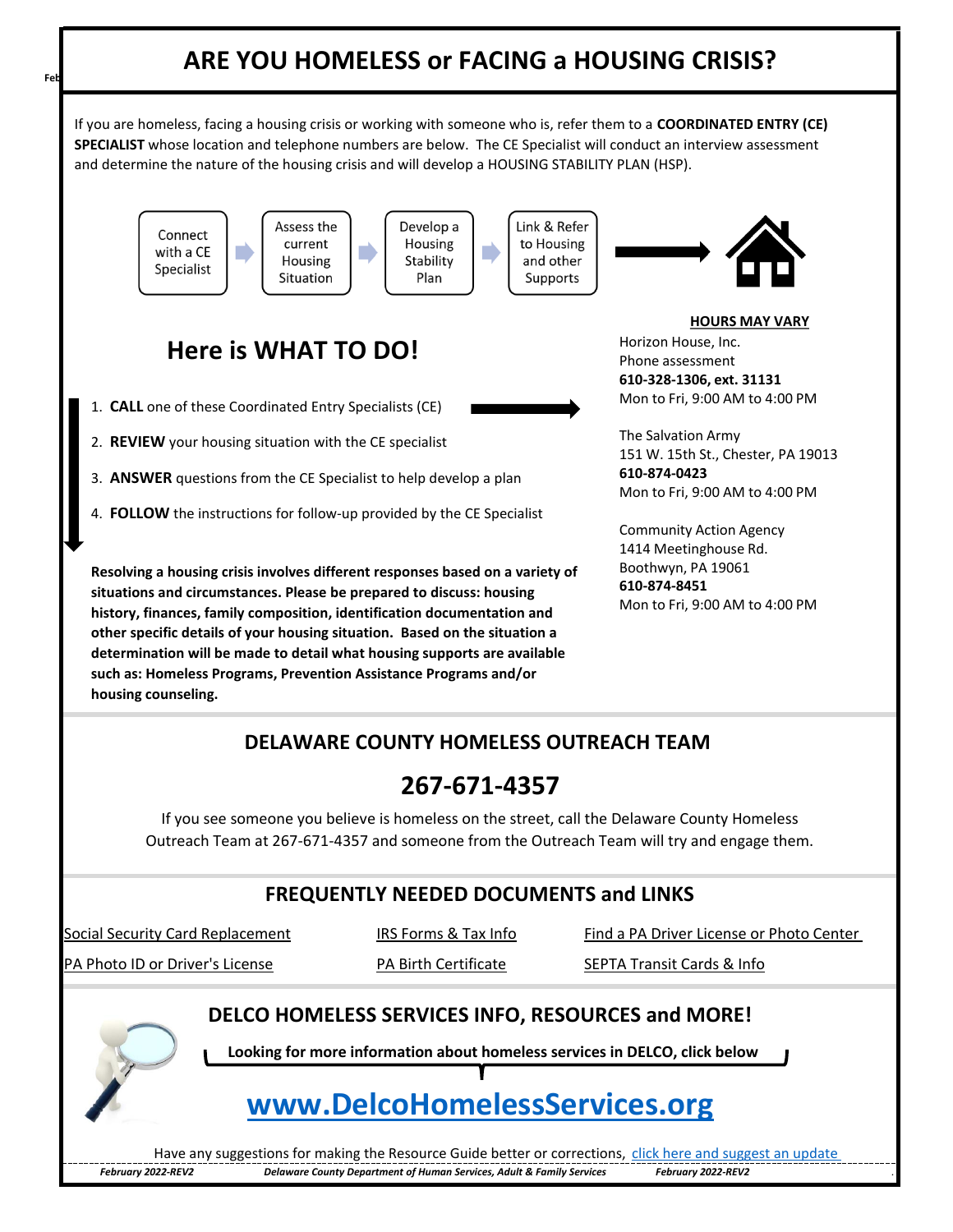# ARE YOU HOMELESS or FACING a HOUSING CRISIS?

If you are homeless, facing a housing crisis or working with someone who is, refer them to a **COORDINATED ENTRY (CE) SPECIALIST** whose location and telephone numbers are below. The CE Specialist will conduct an interview assessment and determine the nature of the housing crisis and will develop a HOUSING STABILITY PLAN (HSP).

Connect with a CE Specialist → Assess the current Housing Situation → Develop a Housing Stability Plan → Link & Refer to Housing and other Supports

## Here is WHAT TO DO!

1. **CALL** one of these Coordinated Entry Specialists (CE)
2. **REVIEW** your housing situation with the CE specialist
3. **ANSWER** questions from the CE Specialist to help develop a plan
4. **FOLLOW** the instructions for follow-up provided by the CE Specialist

**Resolving a housing crisis involves different responses based on a variety of situations and circumstances. Please be prepared to discuss: housing history, finances, family composition, identification documentation and other specific details of your housing situation. Based on the situation a determination will be made to detail what housing supports are available such as: Homeless Programs, Prevention Assistance Programs and/or housing counseling.**

**HOURS MAY VARY**

Horizon House, Inc.
Phone assessment
**610-328-1306, ext. 31131**
Mon to Fri, 9:00 AM to 4:00 PM

The Salvation Army
151 W. 15th St., Chester, PA 19013
**610-874-0423**
Mon to Fri, 9:00 AM to 4:00 PM

Community Action Agency
1414 Meetinghouse Rd.
Boothwyn, PA 19061
**610-874-8451**
Mon to Fri, 9:00 AM to 4:00 PM

## DELAWARE COUNTY HOMELESS OUTREACH TEAM

## 267-671-4357

If you see someone you believe is homeless on the street, call the Delaware County Homeless Outreach Team at 267-671-4357 and someone from the Outreach Team will try and engage them.

## FREQUENTLY NEEDED DOCUMENTS and LINKS

| | | |
|---|---|---|
| Social Security Card Replacement | IRS Forms & Tax Info | Find a PA Driver License or Photo Center |
| PA Photo ID or Driver's License | PA Birth Certificate | SEPTA Transit Cards & Info |

## DELCO HOMELESS SERVICES INFO, RESOURCES and MORE!

**Looking for more information about homeless services in DELCO, click below**

# www.DelcoHomelessServices.org

Have any suggestions for making the Resource Guide better or corrections, click here and suggest an update